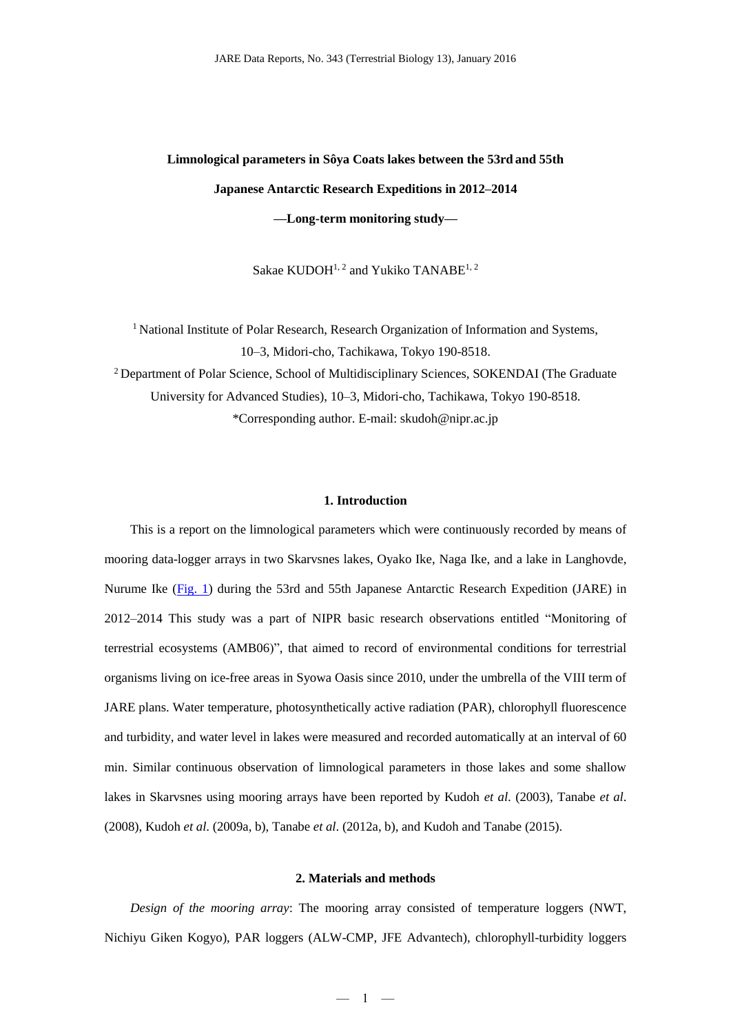# Limnological parameters in Sôya Coats lakes between the 53rd and 55th Japanese Antarctic Research Expeditions in 2012–2014

## —Long-term monitoring study—

Sakae KUDOH[1, 2] and Yukiko TANABE[1, 2]

[1] National Institute of Polar Research, Research Organization of Information and Systems, 10–3, Midori-cho, Tachikawa, Tokyo 190-8518.

[2] Department of Polar Science, School of Multidisciplinary Sciences, SOKENDAI (The Graduate University for Advanced Studies), 10–3, Midori-cho, Tachikawa, Tokyo 190-8518.

*Corresponding author. E-mail: skudoh@nipr.ac.jp

## 1. Introduction

This is a report on the limnological parameters which were continuously recorded by means of mooring data-logger arrays in two Skarvsnes lakes, Oyako Ike, Naga Ike, and a lake in Langhovde, Nurume Ike (Fig. 1) during the 53rd and 55th Japanese Antarctic Research Expedition (JARE) in 2012–2014 This study was a part of NIPR basic research observations entitled "Monitoring of terrestrial ecosystems (AMB06)", that aimed to record of environmental conditions for terrestrial organisms living on ice-free areas in Syowa Oasis since 2010, under the umbrella of the VIII term of JARE plans. Water temperature, photosynthetically active radiation (PAR), chlorophyll fluorescence and turbidity, and water level in lakes were measured and recorded automatically at an interval of 60 min. Similar continuous observation of limnological parameters in those lakes and some shallow lakes in Skarvsnes using mooring arrays have been reported by Kudoh *et al*. (2003), Tanabe *et al*. (2008), Kudoh *et al*. (2009a, b), Tanabe *et al*. (2012a, b), and Kudoh and Tanabe (2015).

## 2. Materials and methods

*Design of the mooring array*: The mooring array consisted of temperature loggers (NWT, Nichiyu Giken Kogyo), PAR loggers (ALW-CMP, JFE Advantech), chlorophyll-turbidity loggers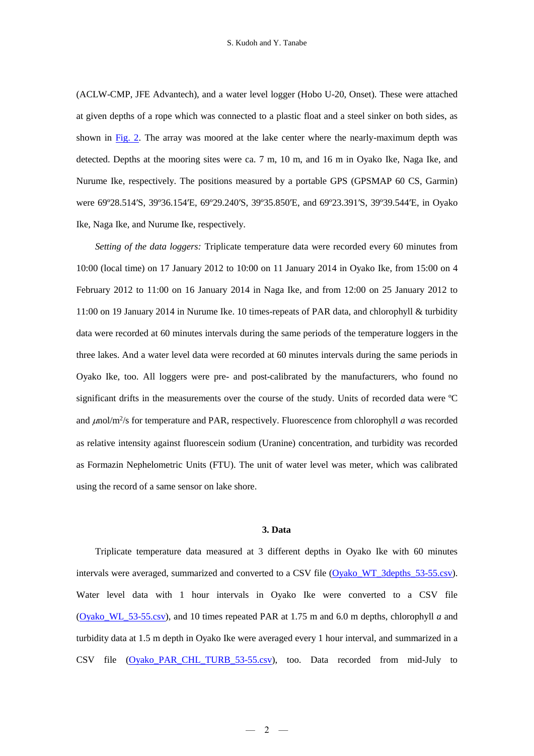(ACLW-CMP, JFE Advantech), and a water level logger (Hobo U-20, Onset). These were attached at given depths of a rope which was connected to a plastic float and a steel sinker on both sides, as shown in [Fig. 2](). The array was moored at the lake center where the nearly-maximum depth was detected. Depths at the mooring sites were ca. 7 m, 10 m, and 16 m in Oyako Ike, Naga Ike, and Nurume Ike, respectively. The positions measured by a portable GPS (GPSMAP 60 CS, Garmin) were 69º28.514′S, 39º36.154′E, 69º29.240′S, 39º35.850′E, and 69º23.391′S, 39º39.544′E, in Oyako Ike, Naga Ike, and Nurume Ike, respectively.

*Setting of the data loggers:* Triplicate temperature data were recorded every 60 minutes from 10:00 (local time) on 17 January 2012 to 10:00 on 11 January 2014 in Oyako Ike, from 15:00 on 4 February 2012 to 11:00 on 16 January 2014 in Naga Ike, and from 12:00 on 25 January 2012 to 11:00 on 19 January 2014 in Nurume Ike. 10 times-repeats of PAR data, and chlorophyll & turbidity data were recorded at 60 minutes intervals during the same periods of the temperature loggers in the three lakes. And a water level data were recorded at 60 minutes intervals during the same periods in Oyako Ike, too. All loggers were pre- and post-calibrated by the manufacturers, who found no significant drifts in the measurements over the course of the study. Units of recorded data were ºC and $\mu$mol/m$^2$/s for temperature and PAR, respectively. Fluorescence from chlorophyll *a* was recorded as relative intensity against fluorescein sodium (Uranine) concentration, and turbidity was recorded as Formazin Nephelometric Units (FTU). The unit of water level was meter, which was calibrated using the record of a same sensor on lake shore.

## 3. Data

Triplicate temperature data measured at 3 different depths in Oyako Ike with 60 minutes intervals were averaged, summarized and converted to a CSV file ([Oyako_WT_3depths_53-55.csv]()). Water level data with 1 hour intervals in Oyako Ike were converted to a CSV file ([Oyako_WL_53-55.csv]()), and 10 times repeated PAR at 1.75 m and 6.0 m depths, chlorophyll *a* and turbidity data at 1.5 m depth in Oyako Ike were averaged every 1 hour interval, and summarized in a CSV file ([Oyako_PAR_CHL_TURB_53-55.csv]()), too. Data recorded from mid-July to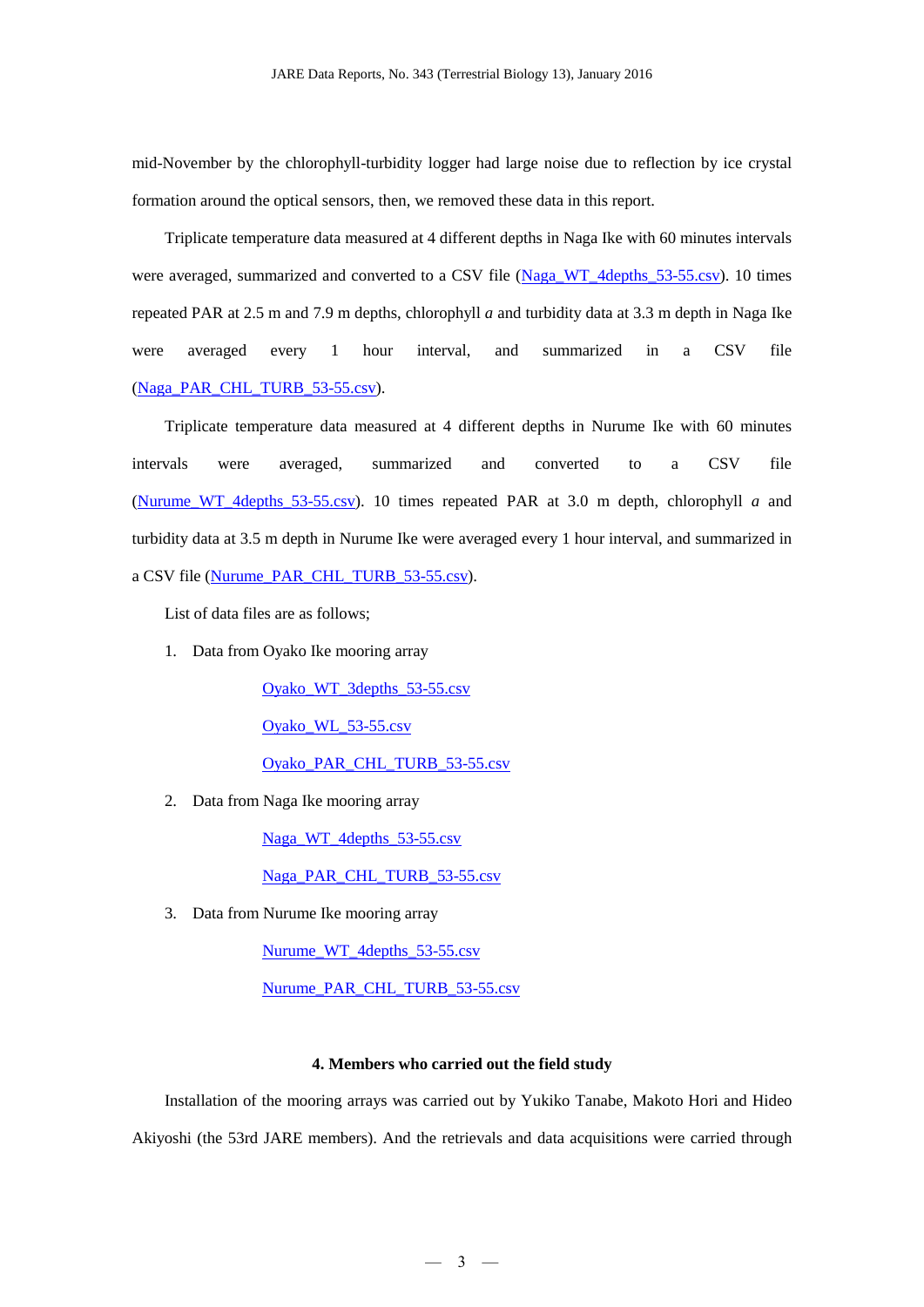mid-November by the chlorophyll-turbidity logger had large noise due to reflection by ice crystal formation around the optical sensors, then, we removed these data in this report.

Triplicate temperature data measured at 4 different depths in Naga Ike with 60 minutes intervals were averaged, summarized and converted to a CSV file (Naga_WT_4depths_53-55.csv). 10 times repeated PAR at 2.5 m and 7.9 m depths, chlorophyll *a* and turbidity data at 3.3 m depth in Naga Ike were averaged every 1 hour interval, and summarized in a CSV file (Naga_PAR_CHL_TURB_53-55.csv).

Triplicate temperature data measured at 4 different depths in Nurume Ike with 60 minutes intervals were averaged, summarized and converted to a CSV file (Nurume_WT_4depths_53-55.csv). 10 times repeated PAR at 3.0 m depth, chlorophyll *a* and turbidity data at 3.5 m depth in Nurume Ike were averaged every 1 hour interval, and summarized in a CSV file (Nurume_PAR_CHL_TURB_53-55.csv).

List of data files are as follows;

1. Data from Oyako Ike mooring array
   - Oyako_WT_3depths_53-55.csv
   - Oyako_WL_53-55.csv
   - Oyako_PAR_CHL_TURB_53-55.csv
2. Data from Naga Ike mooring array
   - Naga_WT_4depths_53-55.csv
   - Naga_PAR_CHL_TURB_53-55.csv
3. Data from Nurume Ike mooring array
   - Nurume_WT_4depths_53-55.csv
   - Nurume_PAR_CHL_TURB_53-55.csv

## 4. Members who carried out the field study

Installation of the mooring arrays was carried out by Yukiko Tanabe, Makoto Hori and Hideo Akiyoshi (the 53rd JARE members). And the retrievals and data acquisitions were carried through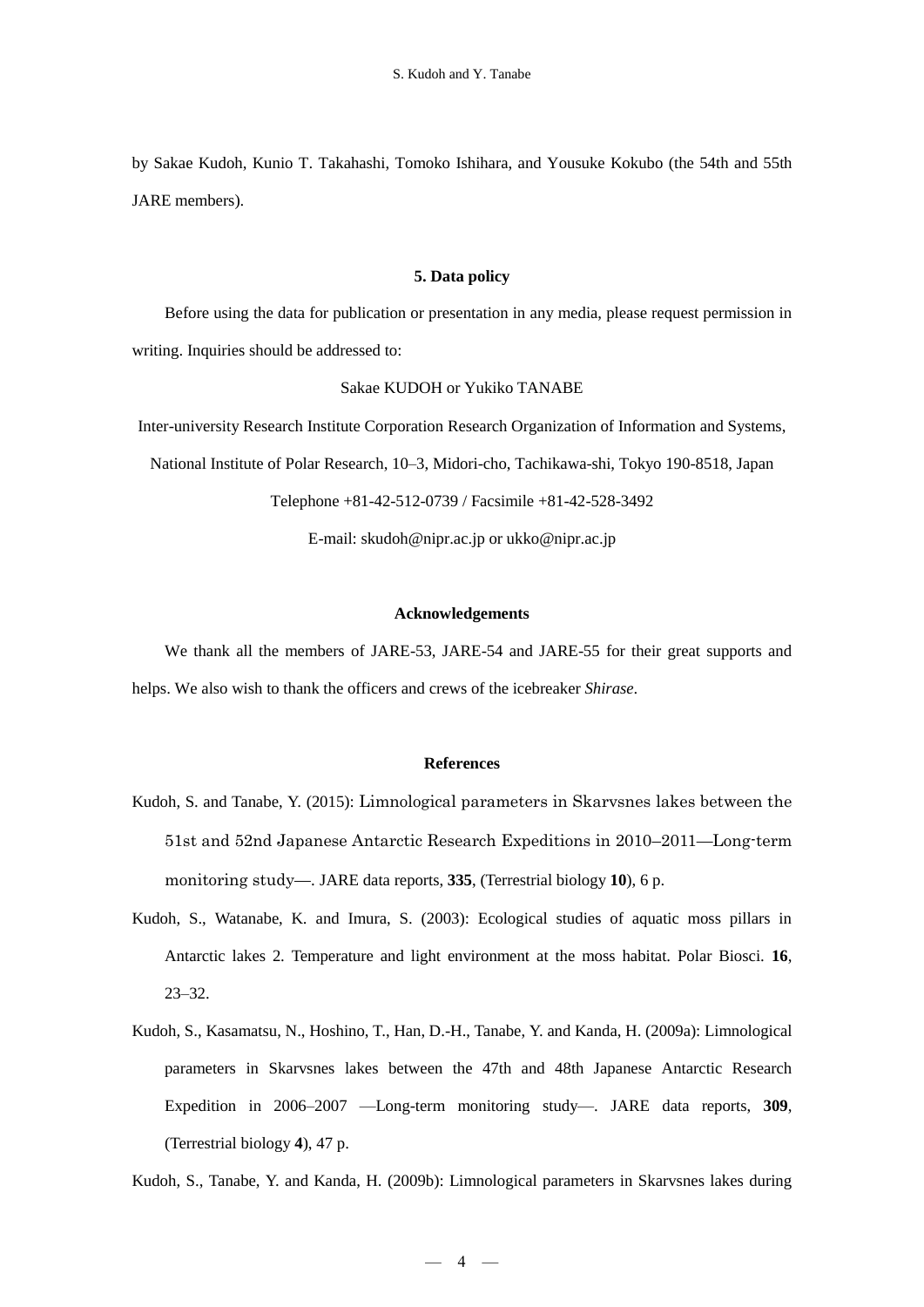by Sakae Kudoh, Kunio T. Takahashi, Tomoko Ishihara, and Yousuke Kokubo (the 54th and 55th JARE members).

## 5. Data policy

Before using the data for publication or presentation in any media, please request permission in writing. Inquiries should be addressed to:

Sakae KUDOH or Yukiko TANABE

Inter-university Research Institute Corporation Research Organization of Information and Systems,

National Institute of Polar Research, 10–3, Midori-cho, Tachikawa-shi, Tokyo 190-8518, Japan

Telephone +81-42-512-0739 / Facsimile +81-42-528-3492

E-mail: skudoh@nipr.ac.jp or ukko@nipr.ac.jp

## Acknowledgements

We thank all the members of JARE-53, JARE-54 and JARE-55 for their great supports and helps. We also wish to thank the officers and crews of the icebreaker *Shirase*.

## References

Kudoh, S. and Tanabe, Y. (2015): Limnological parameters in Skarvsnes lakes between the 51st and 52nd Japanese Antarctic Research Expeditions in 2010–2011—Long-term monitoring study—. JARE data reports, **335**, (Terrestrial biology **10**), 6 p.

Kudoh, S., Watanabe, K. and Imura, S. (2003): Ecological studies of aquatic moss pillars in Antarctic lakes 2. Temperature and light environment at the moss habitat. Polar Biosci. **16**, 23–32.

Kudoh, S., Kasamatsu, N., Hoshino, T., Han, D.-H., Tanabe, Y. and Kanda, H. (2009a): Limnological parameters in Skarvsnes lakes between the 47th and 48th Japanese Antarctic Research Expedition in 2006–2007 —Long-term monitoring study—. JARE data reports, **309**, (Terrestrial biology **4**), 47 p.

Kudoh, S., Tanabe, Y. and Kanda, H. (2009b): Limnological parameters in Skarvsnes lakes during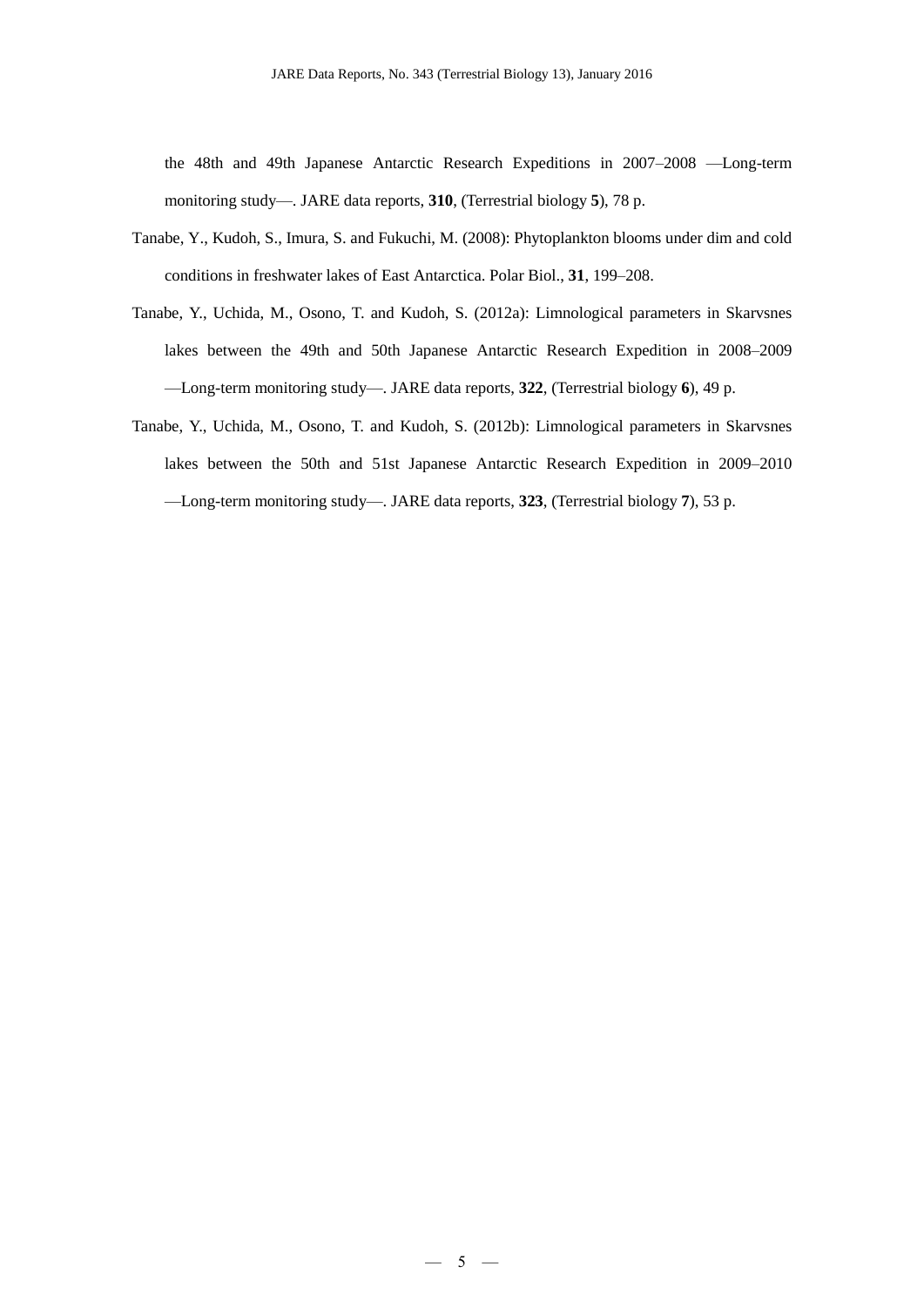the 48th and 49th Japanese Antarctic Research Expeditions in 2007–2008 —Long-term monitoring study—. JARE data reports, **310**, (Terrestrial biology **5**), 78 p.

Tanabe, Y., Kudoh, S., Imura, S. and Fukuchi, M. (2008): Phytoplankton blooms under dim and cold conditions in freshwater lakes of East Antarctica. Polar Biol., **31**, 199–208.

Tanabe, Y., Uchida, M., Osono, T. and Kudoh, S. (2012a): Limnological parameters in Skarvsnes lakes between the 49th and 50th Japanese Antarctic Research Expedition in 2008–2009 —Long-term monitoring study—. JARE data reports, **322**, (Terrestrial biology **6**), 49 p.

Tanabe, Y., Uchida, M., Osono, T. and Kudoh, S. (2012b): Limnological parameters in Skarvsnes lakes between the 50th and 51st Japanese Antarctic Research Expedition in 2009–2010 —Long-term monitoring study—. JARE data reports, **323**, (Terrestrial biology **7**), 53 p.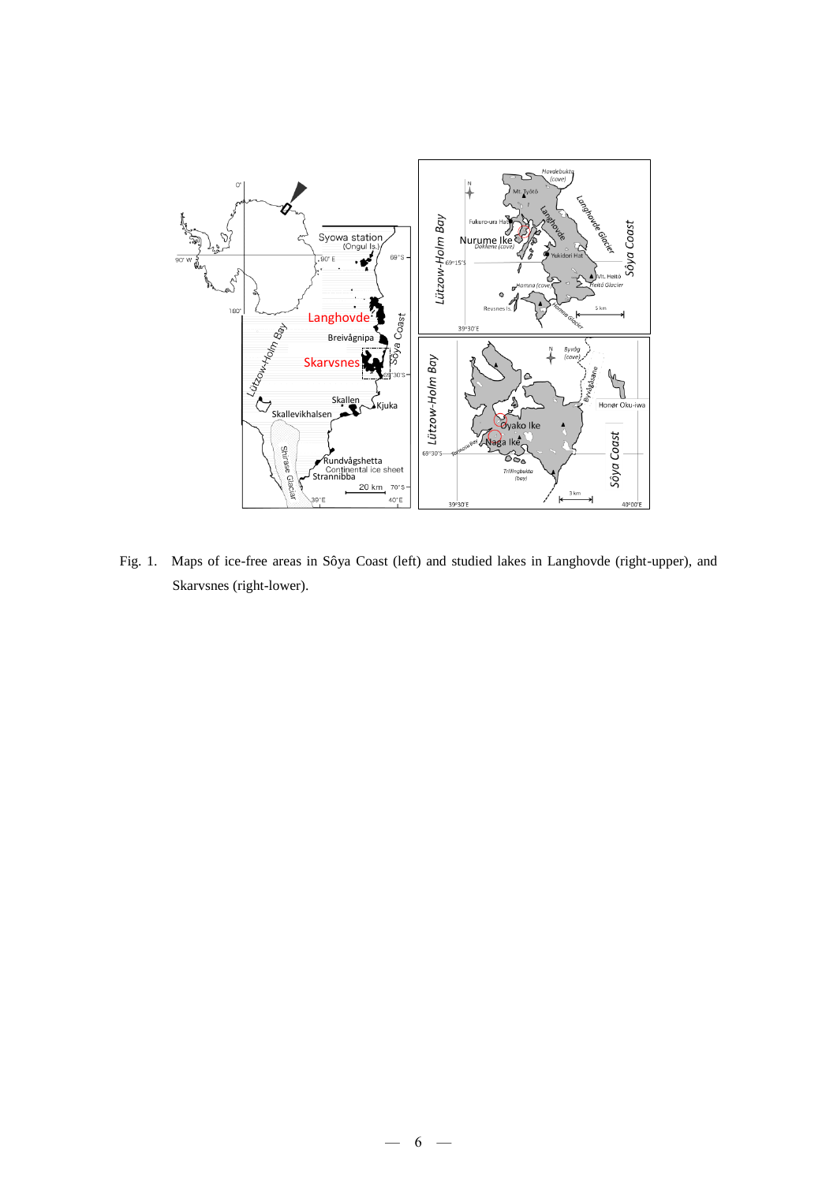Fig. 1. Maps of ice-free areas in Sôya Coast (left) and studied lakes in Langhovde (right-upper), and Skarvsnes (right-lower).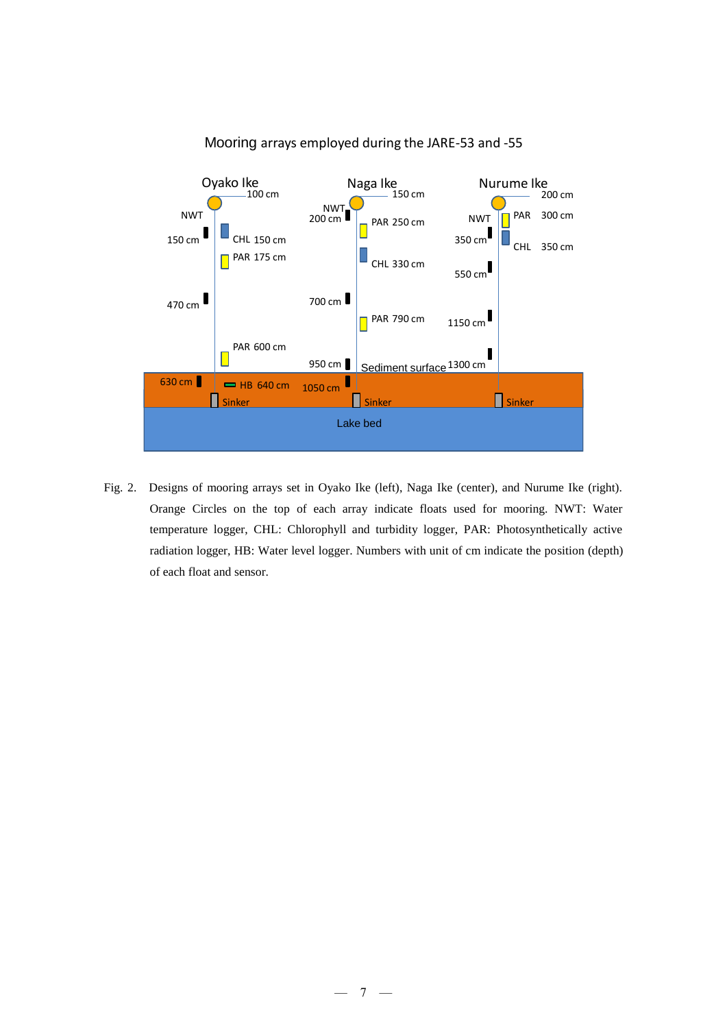Mooring arrays employed during the JARE-53 and -55

Oyako Ike

100 cm

NWT

150 cm

CHL 150 cm

PAR 175 cm

470 cm

PAR 600 cm

630 cm

HB 640 cm

Sinker

Naga Ike

150 cm

NWT

200 cm

PAR 250 cm

CHL 330 cm

700 cm

PAR 790 cm

950 cm

Sediment surface

1050 cm

Sinker

Nurume Ike

200 cm

NWT

PAR 300 cm

350 cm

CHL 350 cm

550 cm

1150 cm

1300 cm

Sinker

Lake bed

Fig. 2. Designs of mooring arrays set in Oyako Ike (left), Naga Ike (center), and Nurume Ike (right). Orange Circles on the top of each array indicate floats used for mooring. NWT: Water temperature logger, CHL: Chlorophyll and turbidity logger, PAR: Photosynthetically active radiation logger, HB: Water level logger. Numbers with unit of cm indicate the position (depth) of each float and sensor.